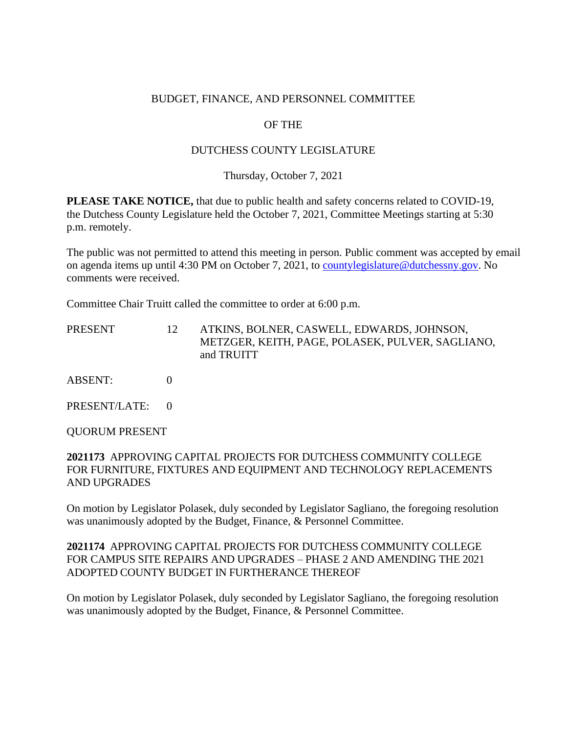BUDGET, FINANCE, AND PERSONNEL COMMITTEE

OF THE

DUTCHESS COUNTY LEGISLATURE

Thursday, October 7, 2021

**PLEASE TAKE NOTICE,** that due to public health and safety concerns related to COVID-19, the Dutchess County Legislature held the October 7, 2021, Committee Meetings starting at 5:30 p.m. remotely.

The public was not permitted to attend this meeting in person. Public comment was accepted by email on agenda items up until 4:30 PM on October 7, 2021, to countylegislature@dutchessny.gov. No comments were received.

Committee Chair Truitt called the committee to order at 6:00 p.m.

| | | |
|---|---|---|
| PRESENT | 12 | ATKINS, BOLNER, CASWELL, EDWARDS, JOHNSON, METZGER, KEITH, PAGE, POLASEK, PULVER, SAGLIANO, and TRUITT |
| ABSENT: | 0 | |
| PRESENT/LATE: | 0 | |

QUORUM PRESENT

**2021173** APPROVING CAPITAL PROJECTS FOR DUTCHESS COMMUNITY COLLEGE FOR FURNITURE, FIXTURES AND EQUIPMENT AND TECHNOLOGY REPLACEMENTS AND UPGRADES

On motion by Legislator Polasek, duly seconded by Legislator Sagliano, the foregoing resolution was unanimously adopted by the Budget, Finance, & Personnel Committee.

**2021174** APPROVING CAPITAL PROJECTS FOR DUTCHESS COMMUNITY COLLEGE FOR CAMPUS SITE REPAIRS AND UPGRADES – PHASE 2 AND AMENDING THE 2021 ADOPTED COUNTY BUDGET IN FURTHERANCE THEREOF

On motion by Legislator Polasek, duly seconded by Legislator Sagliano, the foregoing resolution was unanimously adopted by the Budget, Finance, & Personnel Committee.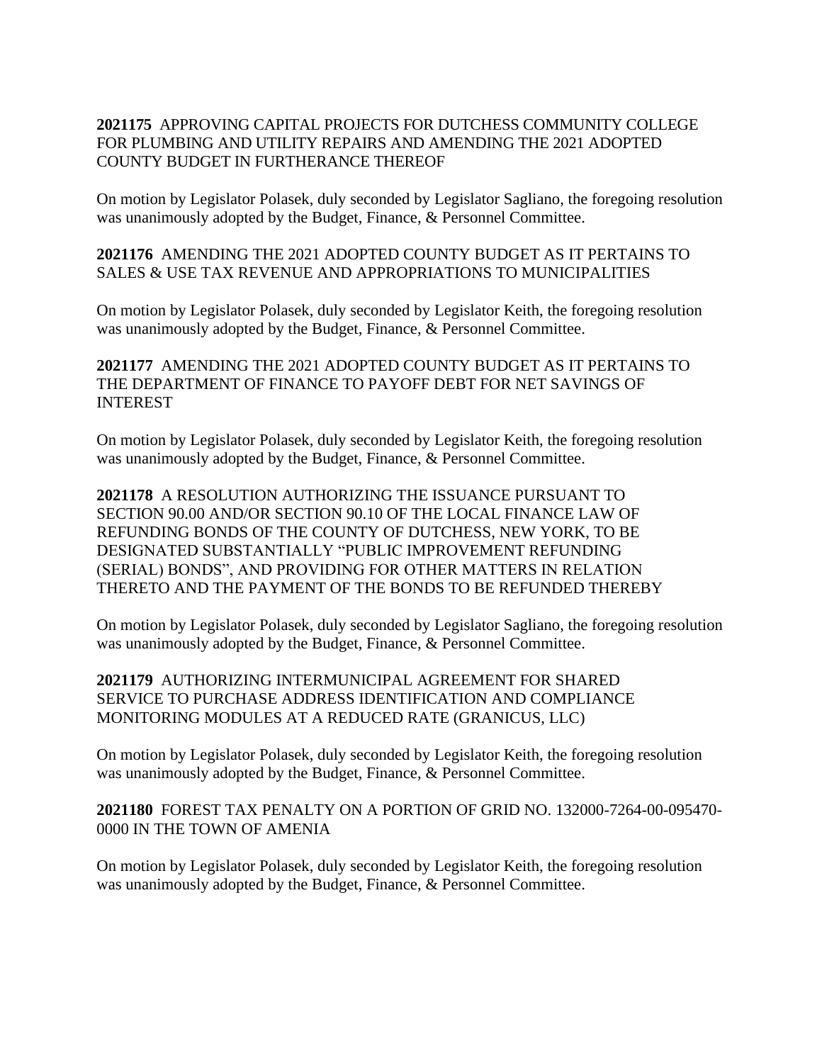**2021175** APPROVING CAPITAL PROJECTS FOR DUTCHESS COMMUNITY COLLEGE FOR PLUMBING AND UTILITY REPAIRS AND AMENDING THE 2021 ADOPTED COUNTY BUDGET IN FURTHERANCE THEREOF

On motion by Legislator Polasek, duly seconded by Legislator Sagliano, the foregoing resolution was unanimously adopted by the Budget, Finance, & Personnel Committee.

**2021176** AMENDING THE 2021 ADOPTED COUNTY BUDGET AS IT PERTAINS TO SALES & USE TAX REVENUE AND APPROPRIATIONS TO MUNICIPALITIES

On motion by Legislator Polasek, duly seconded by Legislator Keith, the foregoing resolution was unanimously adopted by the Budget, Finance, & Personnel Committee.

**2021177** AMENDING THE 2021 ADOPTED COUNTY BUDGET AS IT PERTAINS TO THE DEPARTMENT OF FINANCE TO PAYOFF DEBT FOR NET SAVINGS OF INTEREST

On motion by Legislator Polasek, duly seconded by Legislator Keith, the foregoing resolution was unanimously adopted by the Budget, Finance, & Personnel Committee.

**2021178** A RESOLUTION AUTHORIZING THE ISSUANCE PURSUANT TO SECTION 90.00 AND/OR SECTION 90.10 OF THE LOCAL FINANCE LAW OF REFUNDING BONDS OF THE COUNTY OF DUTCHESS, NEW YORK, TO BE DESIGNATED SUBSTANTIALLY "PUBLIC IMPROVEMENT REFUNDING (SERIAL) BONDS", AND PROVIDING FOR OTHER MATTERS IN RELATION THERETO AND THE PAYMENT OF THE BONDS TO BE REFUNDED THEREBY

On motion by Legislator Polasek, duly seconded by Legislator Sagliano, the foregoing resolution was unanimously adopted by the Budget, Finance, & Personnel Committee.

**2021179** AUTHORIZING INTERMUNICIPAL AGREEMENT FOR SHARED SERVICE TO PURCHASE ADDRESS IDENTIFICATION AND COMPLIANCE MONITORING MODULES AT A REDUCED RATE (GRANICUS, LLC)

On motion by Legislator Polasek, duly seconded by Legislator Keith, the foregoing resolution was unanimously adopted by the Budget, Finance, & Personnel Committee.

**2021180** FOREST TAX PENALTY ON A PORTION OF GRID NO. 132000-7264-00-095470-0000 IN THE TOWN OF AMENIA

On motion by Legislator Polasek, duly seconded by Legislator Keith, the foregoing resolution was unanimously adopted by the Budget, Finance, & Personnel Committee.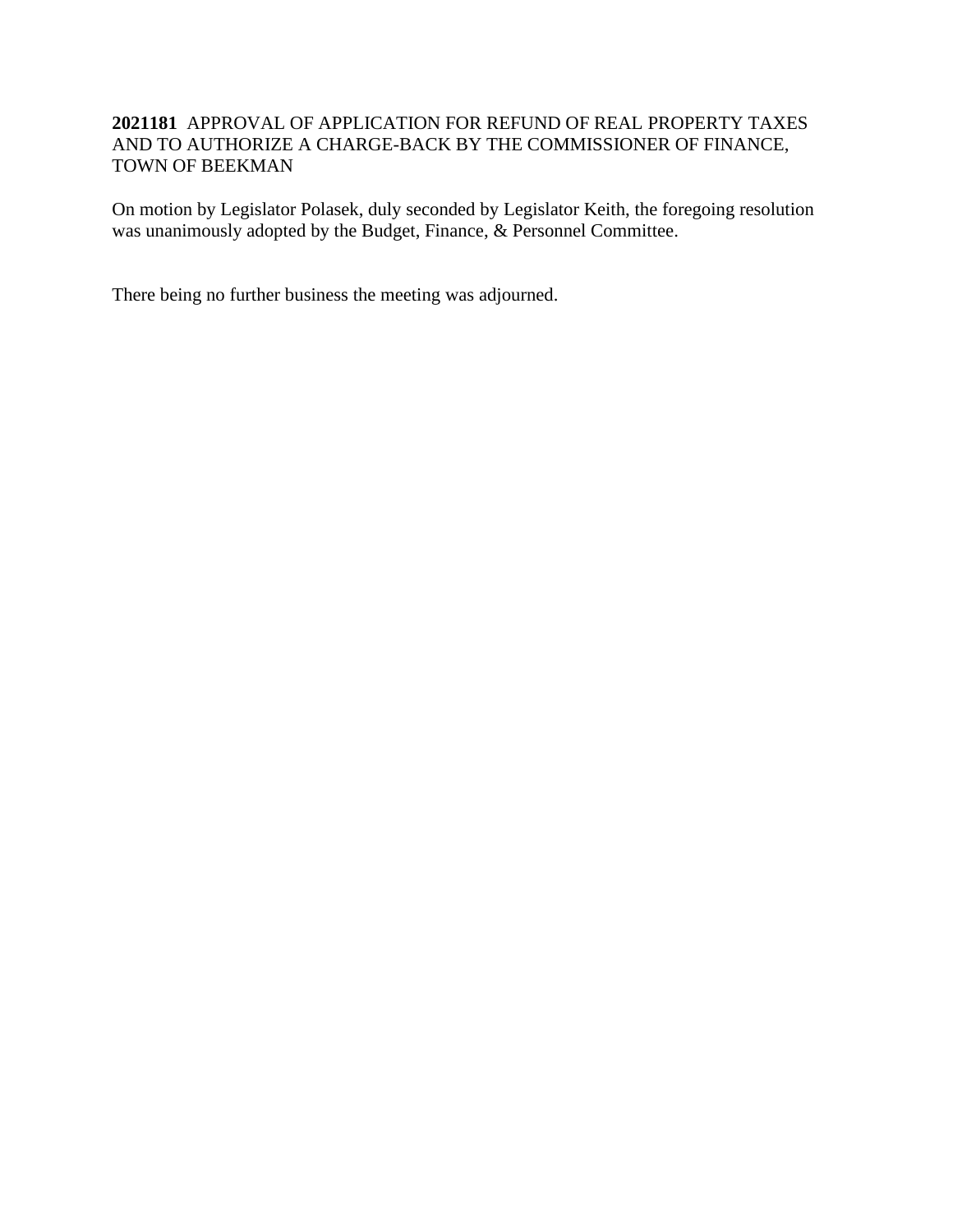**2021181** APPROVAL OF APPLICATION FOR REFUND OF REAL PROPERTY TAXES AND TO AUTHORIZE A CHARGE-BACK BY THE COMMISSIONER OF FINANCE, TOWN OF BEEKMAN

On motion by Legislator Polasek, duly seconded by Legislator Keith, the foregoing resolution was unanimously adopted by the Budget, Finance, & Personnel Committee.

There being no further business the meeting was adjourned.